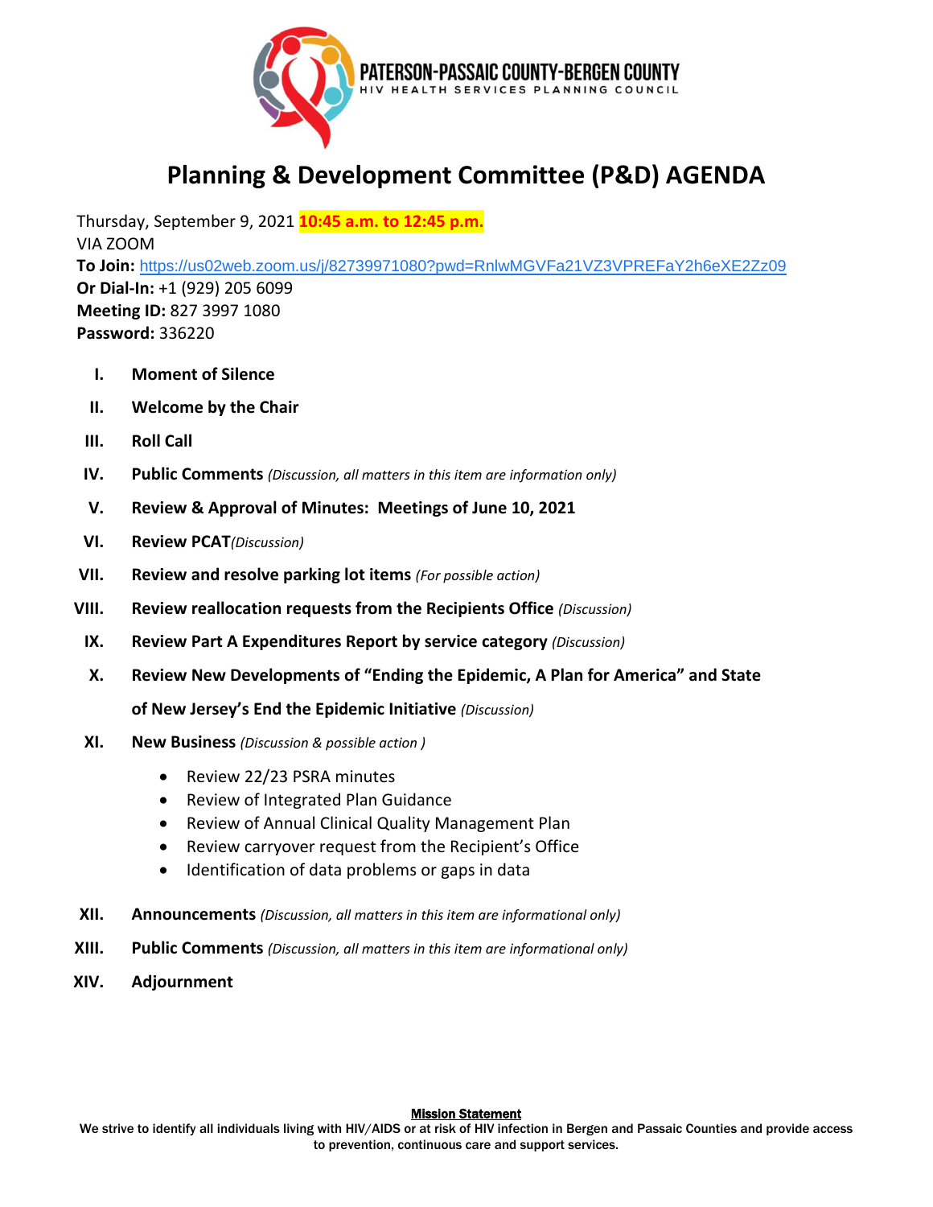PATERSON-PASSAIC COUNTY-BERGEN COUNTY
HIV HEALTH SERVICES PLANNING COUNCIL

# Planning & Development Committee (P&D) AGENDA

Thursday, September 9, 2021 **10:45 a.m. to 12:45 p.m.**
VIA ZOOM
**To Join:** https://us02web.zoom.us/j/82739971080?pwd=RnlwMGVFa21VZ3VPREFaY2h6eXE2Zz09
**Or Dial-In:** +1 (929) 205 6099
**Meeting ID:** 827 3997 1080
**Password:** 336220

I. **Moment of Silence**

II. **Welcome by the Chair**

III. **Roll Call**

IV. **Public Comments** *(Discussion, all matters in this item are information only)*

V. **Review & Approval of Minutes: Meetings of June 10, 2021**

VI. **Review PCAT** *(Discussion)*

VII. **Review and resolve parking lot items** *(For possible action)*

VIII. **Review reallocation requests from the Recipients Office** *(Discussion)*

IX. **Review Part A Expenditures Report by service category** *(Discussion)*

X. **Review New Developments of "Ending the Epidemic, A Plan for America" and State of New Jersey's End the Epidemic Initiative** *(Discussion)*

XI. **New Business** *(Discussion & possible action )*

- Review 22/23 PSRA minutes
- Review of Integrated Plan Guidance
- Review of Annual Clinical Quality Management Plan
- Review carryover request from the Recipient's Office
- Identification of data problems or gaps in data

XII. **Announcements** *(Discussion, all matters in this item are informational only)*

XIII. **Public Comments** *(Discussion, all matters in this item are informational only)*

XIV. **Adjournment**

**Mission Statement**
We strive to identify all individuals living with HIV/AIDS or at risk of HIV infection in Bergen and Passaic Counties and provide access to prevention, continuous care and support services.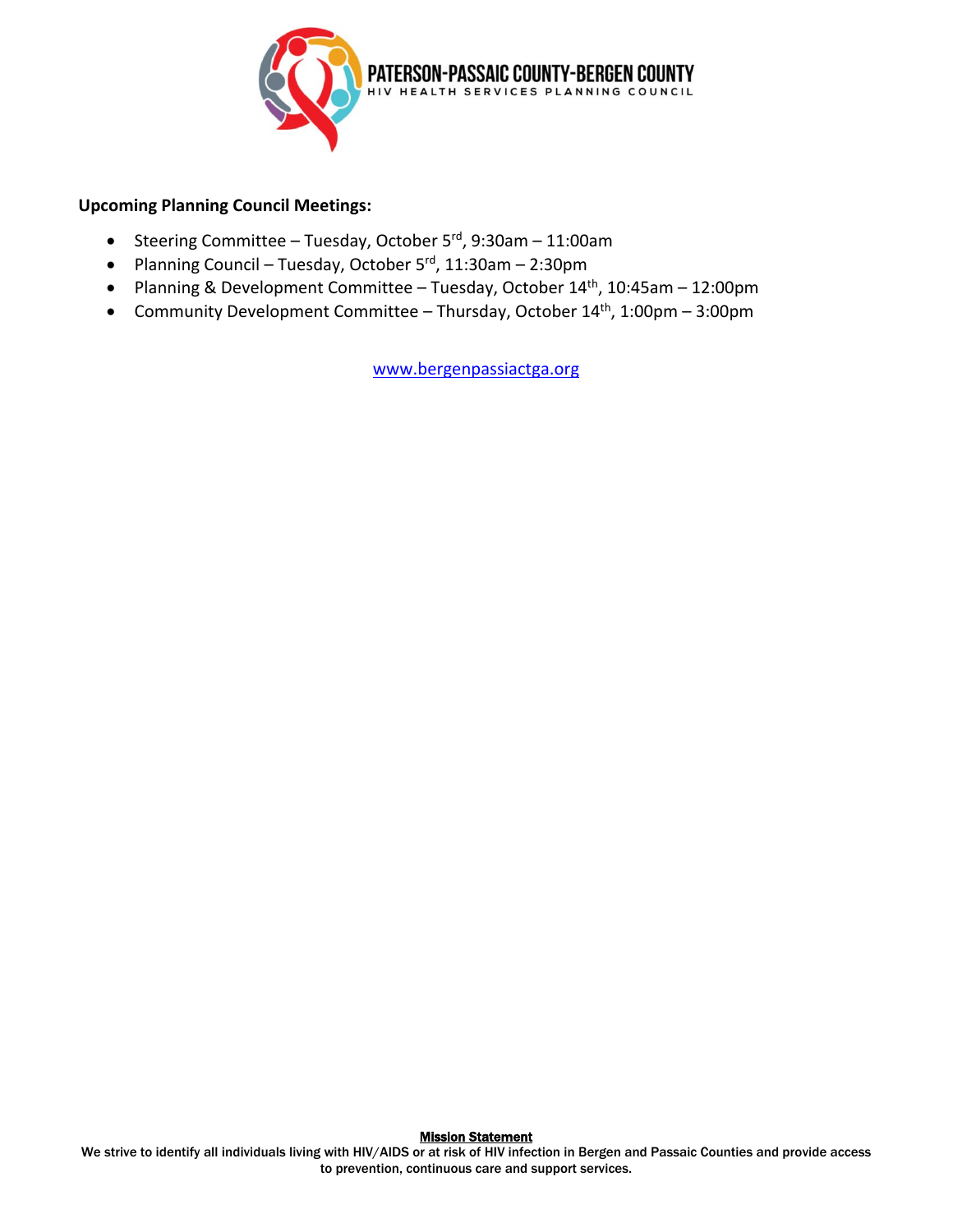**PATERSON-PASSAIC COUNTY-BERGEN COUNTY**
HIV HEALTH SERVICES PLANNING COUNCIL

**Upcoming Planning Council Meetings:**

- Steering Committee – Tuesday, October 5rd, 9:30am – 11:00am
- Planning Council – Tuesday, October 5rd, 11:30am – 2:30pm
- Planning & Development Committee – Tuesday, October 14th, 10:45am – 12:00pm
- Community Development Committee – Thursday, October 14th, 1:00pm – 3:00pm

www.bergenpassiactga.org

**Mission Statement**

We strive to identify all individuals living with HIV/AIDS or at risk of HIV infection in Bergen and Passaic Counties and provide access to prevention, continuous care and support services.